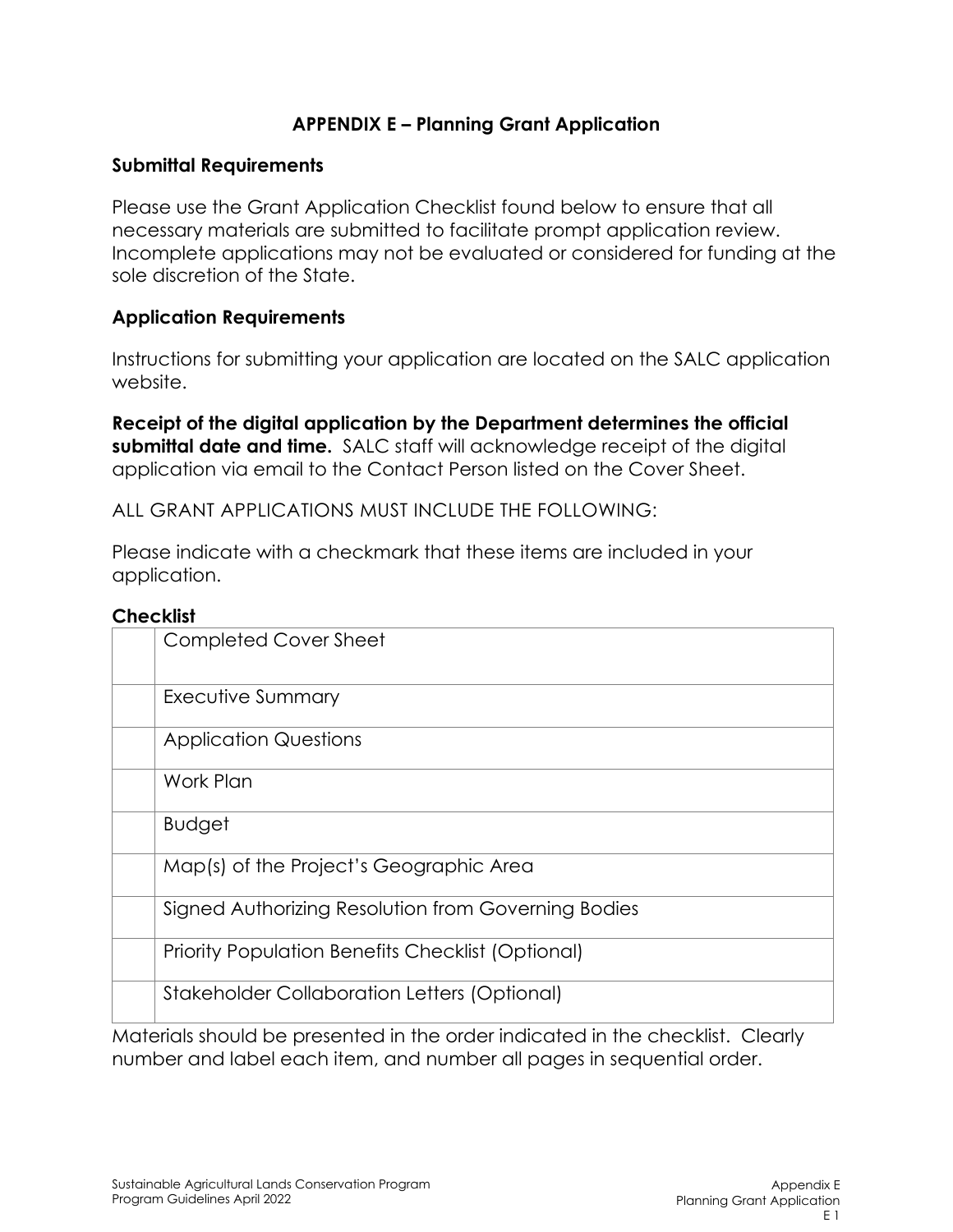# APPENDIX E – Planning Grant Application

## Submittal Requirements

Please use the Grant Application Checklist found below to ensure that all necessary materials are submitted to facilitate prompt application review. Incomplete applications may not be evaluated or considered for funding at the sole discretion of the State.

## Application Requirements

Instructions for submitting your application are located on the SALC application website.

**Receipt of the digital application by the Department determines the official submittal date and time.** SALC staff will acknowledge receipt of the digital application via email to the Contact Person listed on the Cover Sheet.

ALL GRANT APPLICATIONS MUST INCLUDE THE FOLLOWING:

Please indicate with a checkmark that these items are included in your application.

**Checklist**

| | |
|---|---|
| | Completed Cover Sheet |
| | Executive Summary |
| | Application Questions |
| | Work Plan |
| | Budget |
| | Map(s) of the Project's Geographic Area |
| | Signed Authorizing Resolution from Governing Bodies |
| | Priority Population Benefits Checklist (Optional) |
| | Stakeholder Collaboration Letters (Optional) |

Materials should be presented in the order indicated in the checklist. Clearly number and label each item, and number all pages in sequential order.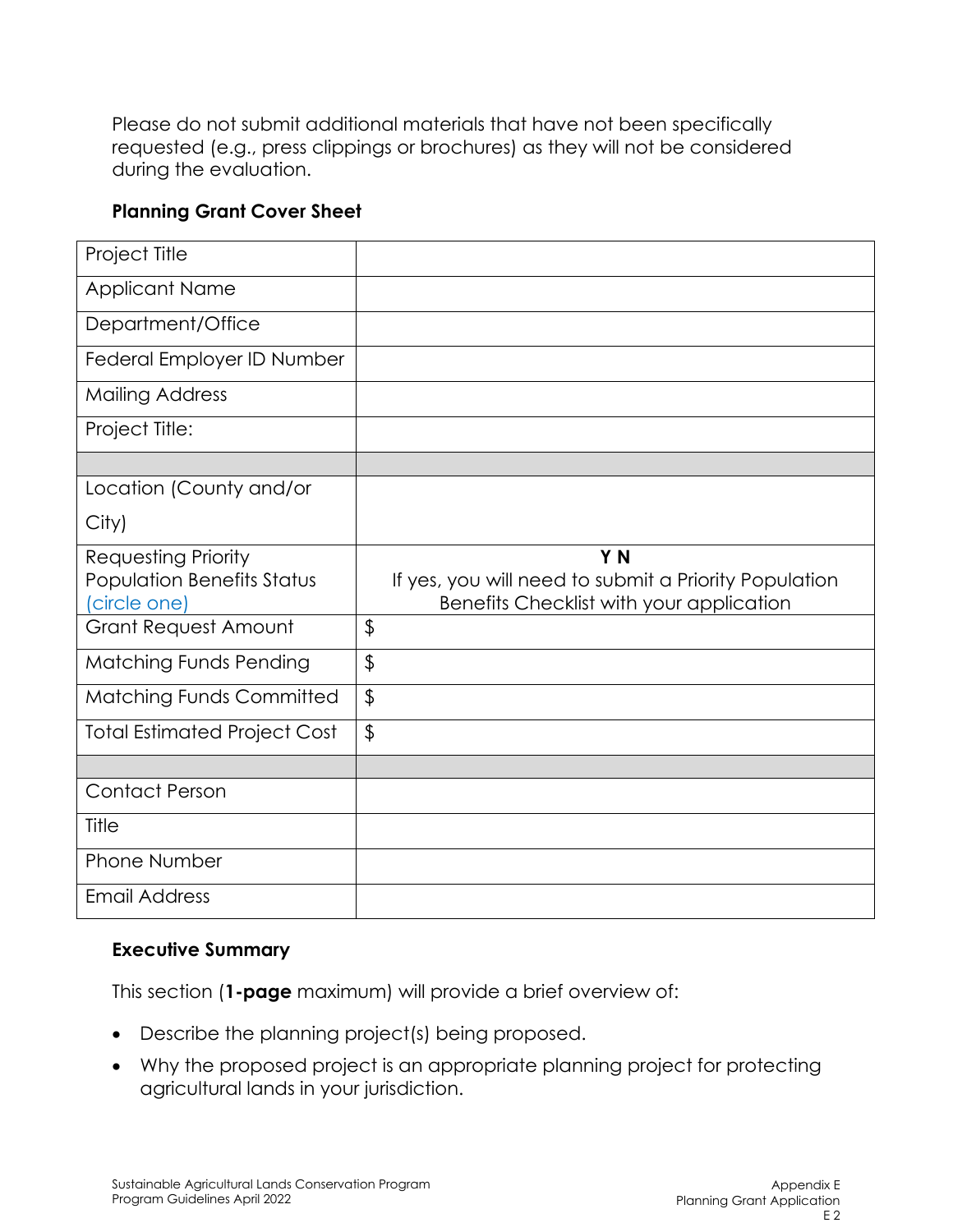Please do not submit additional materials that have not been specifically requested (e.g., press clippings or brochures) as they will not be considered during the evaluation.

**Planning Grant Cover Sheet**

| Project Title | |
|---|---|
| Applicant Name | |
| Department/Office | |
| Federal Employer ID Number | |
| Mailing Address | |
| Project Title: | |
| | |
| Location (County and/or City) | |
| Requesting Priority Population Benefits Status (circle one) | **Y N** If yes, you will need to submit a Priority Population Benefits Checklist with your application |
| Grant Request Amount | $ |
| Matching Funds Pending | $ |
| Matching Funds Committed | $ |
| Total Estimated Project Cost | $ |
| | |
| Contact Person | |
| Title | |
| Phone Number | |
| Email Address | |

**Executive Summary**

This section (**1-page** maximum) will provide a brief overview of:

- Describe the planning project(s) being proposed.
- Why the proposed project is an appropriate planning project for protecting agricultural lands in your jurisdiction.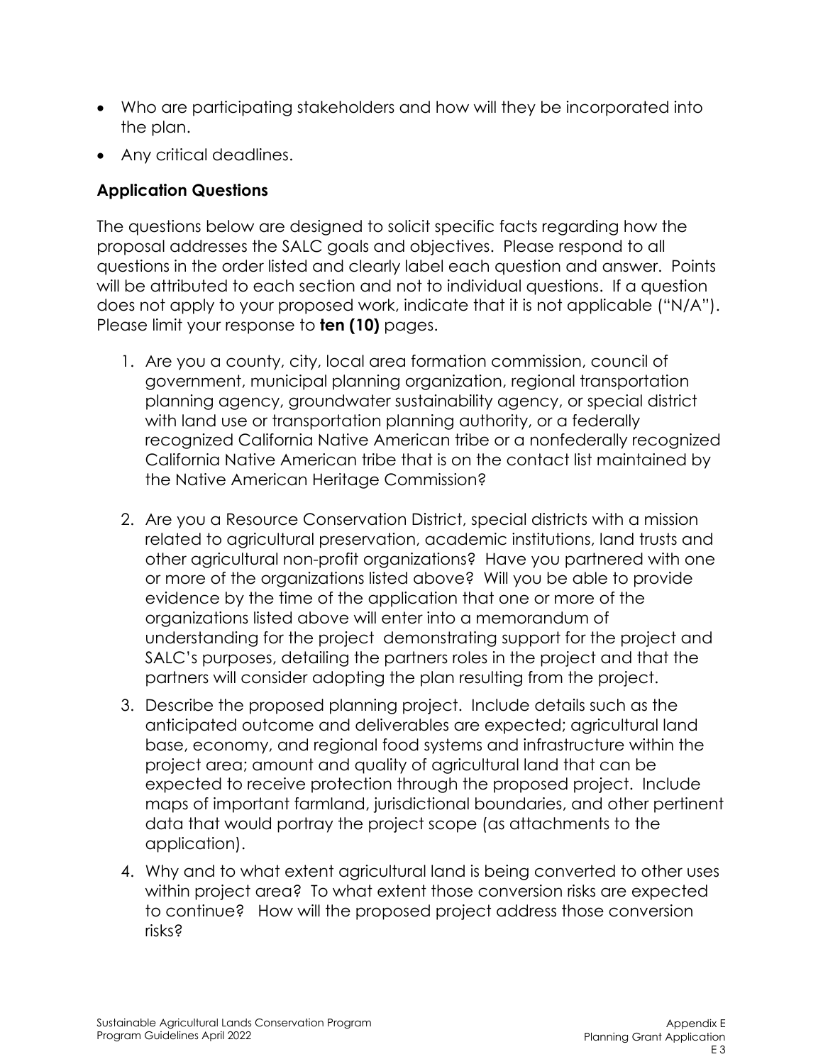- Who are participating stakeholders and how will they be incorporated into the plan.
- Any critical deadlines.

### Application Questions

The questions below are designed to solicit specific facts regarding how the proposal addresses the SALC goals and objectives. Please respond to all questions in the order listed and clearly label each question and answer. Points will be attributed to each section and not to individual questions. If a question does not apply to your proposed work, indicate that it is not applicable ("N/A"). Please limit your response to **ten (10)** pages.

1. Are you a county, city, local area formation commission, council of government, municipal planning organization, regional transportation planning agency, groundwater sustainability agency, or special district with land use or transportation planning authority, or a federally recognized California Native American tribe or a nonfederally recognized California Native American tribe that is on the contact list maintained by the Native American Heritage Commission?

2. Are you a Resource Conservation District, special districts with a mission related to agricultural preservation, academic institutions, land trusts and other agricultural non-profit organizations? Have you partnered with one or more of the organizations listed above? Will you be able to provide evidence by the time of the application that one or more of the organizations listed above will enter into a memorandum of understanding for the project demonstrating support for the project and SALC's purposes, detailing the partners roles in the project and that the partners will consider adopting the plan resulting from the project.

3. Describe the proposed planning project. Include details such as the anticipated outcome and deliverables are expected; agricultural land base, economy, and regional food systems and infrastructure within the project area; amount and quality of agricultural land that can be expected to receive protection through the proposed project. Include maps of important farmland, jurisdictional boundaries, and other pertinent data that would portray the project scope (as attachments to the application).

4. Why and to what extent agricultural land is being converted to other uses within project area? To what extent those conversion risks are expected to continue? How will the proposed project address those conversion risks?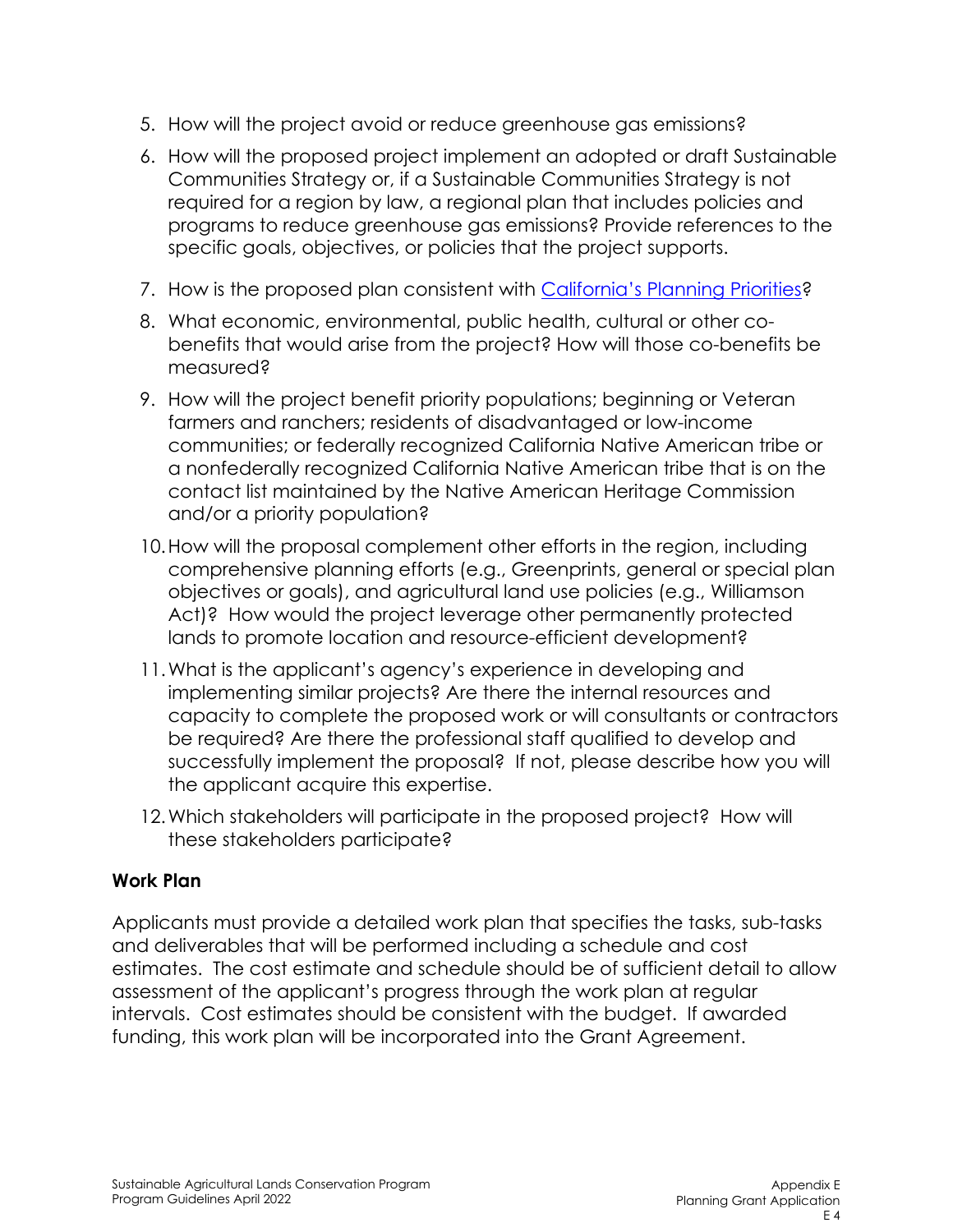5. How will the project avoid or reduce greenhouse gas emissions?

6. How will the proposed project implement an adopted or draft Sustainable Communities Strategy or, if a Sustainable Communities Strategy is not required for a region by law, a regional plan that includes policies and programs to reduce greenhouse gas emissions? Provide references to the specific goals, objectives, or policies that the project supports.

7. How is the proposed plan consistent with [California's Planning Priorities](California's Planning Priorities)?

8. What economic, environmental, public health, cultural or other co-benefits that would arise from the project? How will those co-benefits be measured?

9. How will the project benefit priority populations; beginning or Veteran farmers and ranchers; residents of disadvantaged or low-income communities; or federally recognized California Native American tribe or a nonfederally recognized California Native American tribe that is on the contact list maintained by the Native American Heritage Commission and/or a priority population?

10. How will the proposal complement other efforts in the region, including comprehensive planning efforts (e.g., Greenprints, general or special plan objectives or goals), and agricultural land use policies (e.g., Williamson Act)? How would the project leverage other permanently protected lands to promote location and resource-efficient development?

11. What is the applicant's agency's experience in developing and implementing similar projects? Are there the internal resources and capacity to complete the proposed work or will consultants or contractors be required? Are there the professional staff qualified to develop and successfully implement the proposal? If not, please describe how you will the applicant acquire this expertise.

12. Which stakeholders will participate in the proposed project? How will these stakeholders participate?

**Work Plan**

Applicants must provide a detailed work plan that specifies the tasks, sub-tasks and deliverables that will be performed including a schedule and cost estimates. The cost estimate and schedule should be of sufficient detail to allow assessment of the applicant's progress through the work plan at regular intervals. Cost estimates should be consistent with the budget. If awarded funding, this work plan will be incorporated into the Grant Agreement.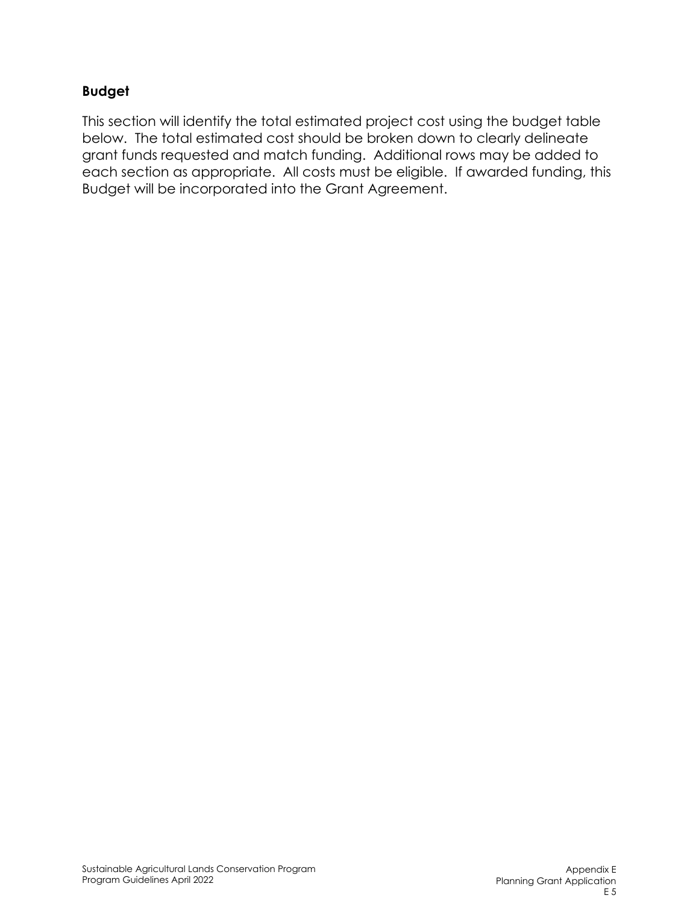## Budget

This section will identify the total estimated project cost using the budget table below. The total estimated cost should be broken down to clearly delineate grant funds requested and match funding. Additional rows may be added to each section as appropriate. All costs must be eligible. If awarded funding, this Budget will be incorporated into the Grant Agreement.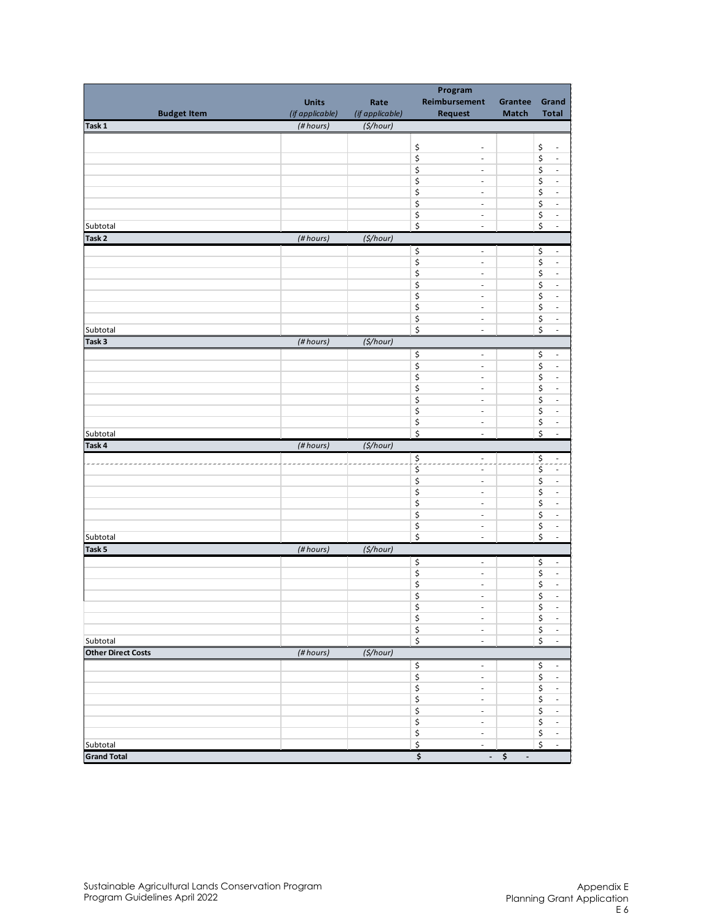| Budget Item | Units *(if applicable)* | Rate *(if applicable)* | Program Reimbursement Request | Grantee Match | Grand Total |
|---|---|---|---|---|---|
| **Task 1** | *(# hours)* | *($/hour)* | | | |
| | | | $ - | | $ - |
| | | | $ - | | $ - |
| | | | $ - | | $ - |
| | | | $ - | | $ - |
| | | | $ - | | $ - |
| | | | $ - | | $ - |
| | | | $ - | | $ - |
| Subtotal | | | $ - | | $ - |
| **Task 2** | *(# hours)* | *($/hour)* | | | |
| | | | $ - | | $ - |
| | | | $ - | | $ - |
| | | | $ - | | $ - |
| | | | $ - | | $ - |
| | | | $ - | | $ - |
| | | | $ - | | $ - |
| | | | $ - | | $ - |
| Subtotal | | | $ - | | $ - |
| **Task 3** | *(# hours)* | *($/hour)* | | | |
| | | | $ - | | $ - |
| | | | $ - | | $ - |
| | | | $ - | | $ - |
| | | | $ - | | $ - |
| | | | $ - | | $ - |
| | | | $ - | | $ - |
| | | | $ - | | $ - |
| Subtotal | | | $ - | | $ - |
| **Task 4** | *(# hours)* | *($/hour)* | | | |
| | | | $ - | | $ - |
| | | | $ - | | $ - |
| | | | $ - | | $ - |
| | | | $ - | | $ - |
| | | | $ - | | $ - |
| | | | $ - | | $ - |
| | | | $ - | | $ - |
| Subtotal | | | $ - | | $ - |
| **Task 5** | *(# hours)* | *($/hour)* | | | |
| | | | $ - | | $ - |
| | | | $ - | | $ - |
| | | | $ - | | $ - |
| | | | $ - | | $ - |
| | | | $ - | | $ - |
| | | | $ - | | $ - |
| | | | $ - | | $ - |
| Subtotal | | | $ - | | $ - |
| **Other Direct Costs** | *(# hours)* | *($/hour)* | | | |
| | | | $ - | | $ - |
| | | | $ - | | $ - |
| | | | $ - | | $ - |
| | | | $ - | | $ - |
| | | | $ - | | $ - |
| | | | $ - | | $ - |
| | | | $ - | | $ - |
| Subtotal | | | $ - | | $ - |
| **Grand Total** | | | **$ -** | **$ -** | |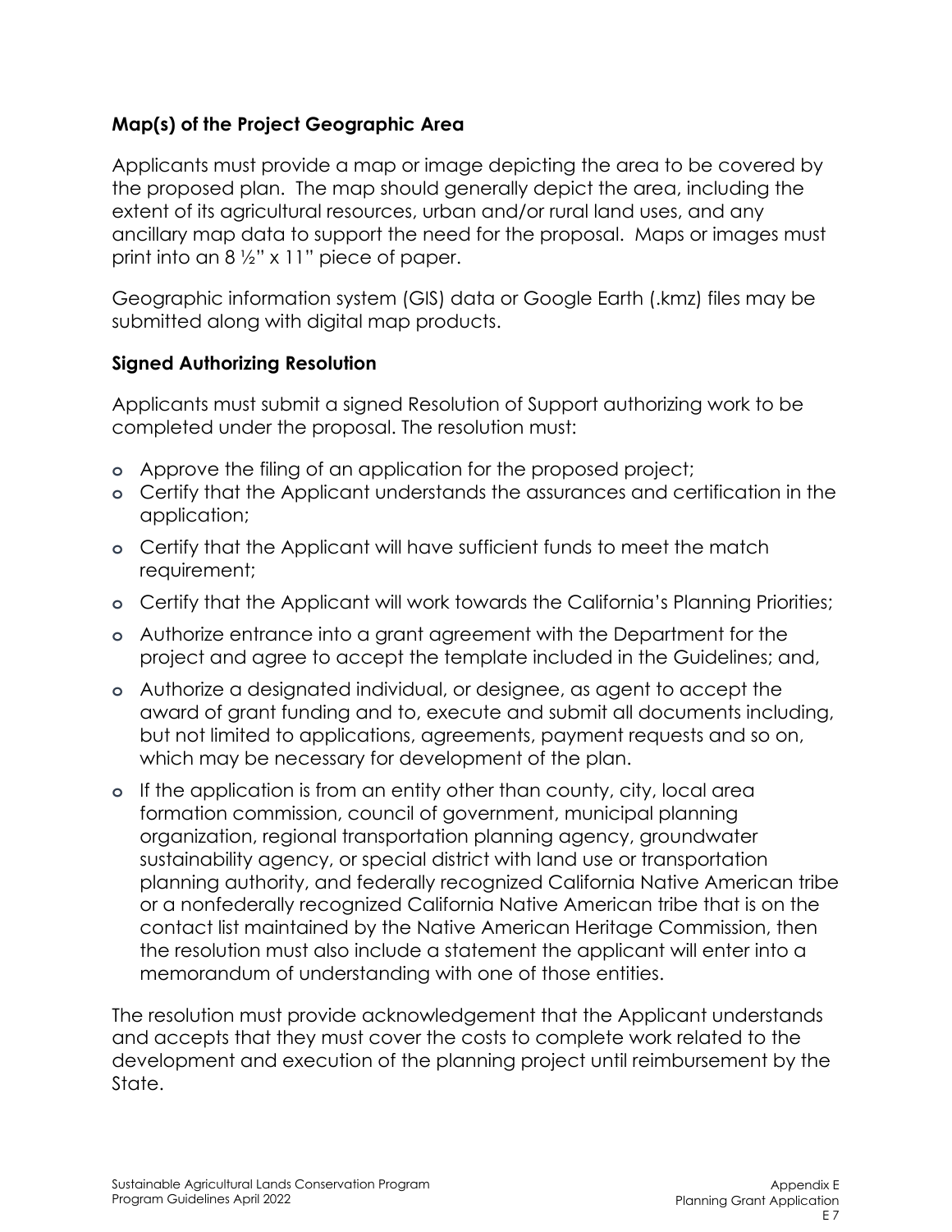### Map(s) of the Project Geographic Area

Applicants must provide a map or image depicting the area to be covered by the proposed plan. The map should generally depict the area, including the extent of its agricultural resources, urban and/or rural land uses, and any ancillary map data to support the need for the proposal. Maps or images must print into an 8 ½" x 11" piece of paper.

Geographic information system (GIS) data or Google Earth (.kmz) files may be submitted along with digital map products.

### Signed Authorizing Resolution

Applicants must submit a signed Resolution of Support authorizing work to be completed under the proposal. The resolution must:

- Approve the filing of an application for the proposed project;
- Certify that the Applicant understands the assurances and certification in the application;
- Certify that the Applicant will have sufficient funds to meet the match requirement;
- Certify that the Applicant will work towards the California's Planning Priorities;
- Authorize entrance into a grant agreement with the Department for the project and agree to accept the template included in the Guidelines; and,
- Authorize a designated individual, or designee, as agent to accept the award of grant funding and to, execute and submit all documents including, but not limited to applications, agreements, payment requests and so on, which may be necessary for development of the plan.
- If the application is from an entity other than county, city, local area formation commission, council of government, municipal planning organization, regional transportation planning agency, groundwater sustainability agency, or special district with land use or transportation planning authority, and federally recognized California Native American tribe or a nonfederally recognized California Native American tribe that is on the contact list maintained by the Native American Heritage Commission, then the resolution must also include a statement the applicant will enter into a memorandum of understanding with one of those entities.

The resolution must provide acknowledgement that the Applicant understands and accepts that they must cover the costs to complete work related to the development and execution of the planning project until reimbursement by the State.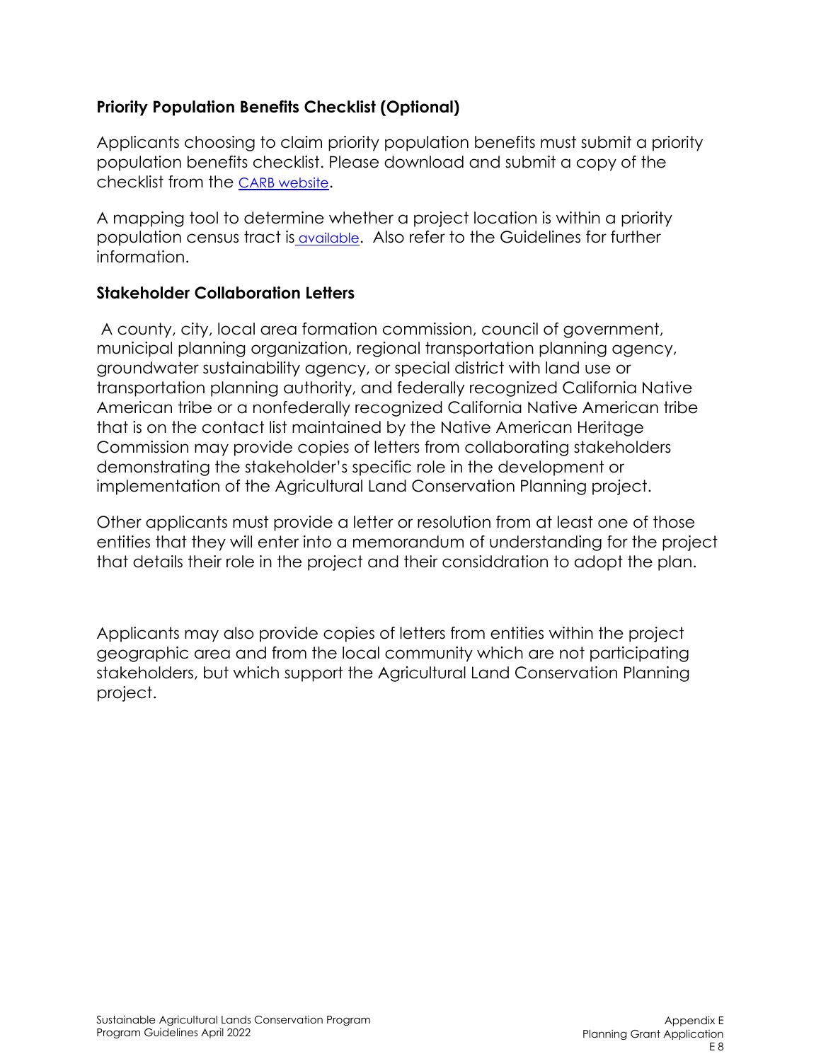### Priority Population Benefits Checklist (Optional)

Applicants choosing to claim priority population benefits must submit a priority population benefits checklist. Please download and submit a copy of the checklist from the CARB website.

A mapping tool to determine whether a project location is within a priority population census tract is available. Also refer to the Guidelines for further information.

### Stakeholder Collaboration Letters

A county, city, local area formation commission, council of government, municipal planning organization, regional transportation planning agency, groundwater sustainability agency, or special district with land use or transportation planning authority, and federally recognized California Native American tribe or a nonfederally recognized California Native American tribe that is on the contact list maintained by the Native American Heritage Commission may provide copies of letters from collaborating stakeholders demonstrating the stakeholder's specific role in the development or implementation of the Agricultural Land Conservation Planning project.

Other applicants must provide a letter or resolution from at least one of those entities that they will enter into a memorandum of understanding for the project that details their role in the project and their considdration to adopt the plan.

Applicants may also provide copies of letters from entities within the project geographic area and from the local community which are not participating stakeholders, but which support the Agricultural Land Conservation Planning project.